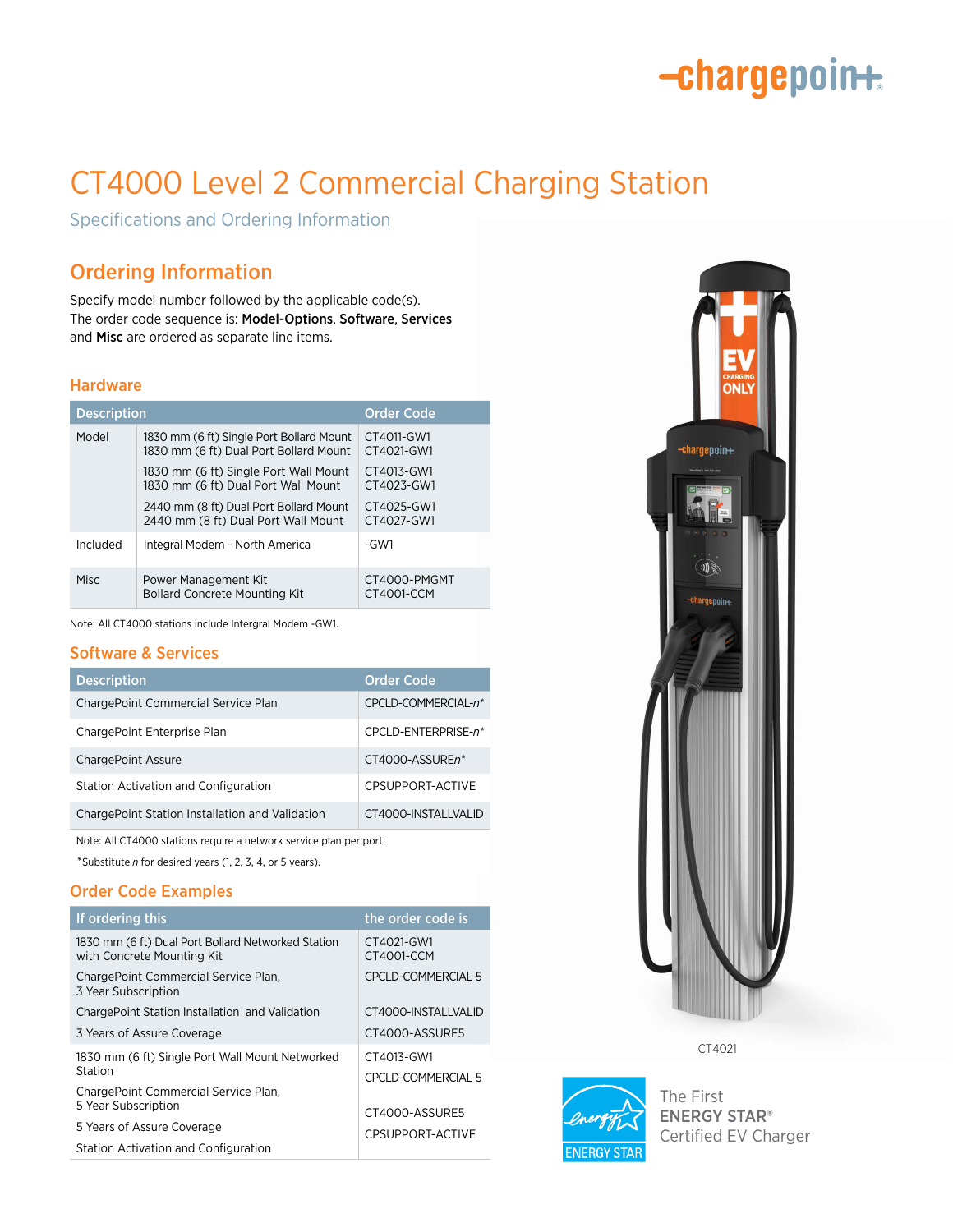# CT4000 Level 2 Commercial Charging Station

Specifications and Ordering Information

## Ordering Information

Specify model number followed by the applicable code(s).
The order code sequence is: **Model-Options**. **Software**, **Services** and **Misc** are ordered as separate line items.

### Hardware

| Description | | Order Code |
|---|---|---|
| Model | 1830 mm (6 ft) Single Port Bollard Mount<br>1830 mm (6 ft) Dual Port Bollard Mount | CT4011-GW1<br>CT4021-GW1 |
| | 1830 mm (6 ft) Single Port Wall Mount<br>1830 mm (6 ft) Dual Port Wall Mount | CT4013-GW1<br>CT4023-GW1 |
| | 2440 mm (8 ft) Dual Port Bollard Mount<br>2440 mm (8 ft) Dual Port Wall Mount | CT4025-GW1<br>CT4027-GW1 |
| Included | Integral Modem - North America | -GW1 |
| Misc | Power Management Kit<br>Bollard Concrete Mounting Kit | CT4000-PMGMT<br>CT4001-CCM |

Note: All CT4000 stations include Intergral Modem -GW1.

### Software & Services

| Description | Order Code |
|---|---|
| ChargePoint Commercial Service Plan | CPCLD-COMMERCIAL-*n** |
| ChargePoint Enterprise Plan | CPCLD-ENTERPRISE-*n** |
| ChargePoint Assure | CT4000-ASSURE*n** |
| Station Activation and Configuration | CPSUPPORT-ACTIVE |
| ChargePoint Station Installation and Validation | CT4000-INSTALLVALID |

Note: All CT4000 stations require a network service plan per port.

*Substitute *n* for desired years (1, 2, 3, 4, or 5 years).

### Order Code Examples

| If ordering this | the order code is |
|---|---|
| 1830 mm (6 ft) Dual Port Bollard Networked Station with Concrete Mounting Kit | CT4021-GW1<br>CT4001-CCM |
| ChargePoint Commercial Service Plan, 3 Year Subscription | CPCLD-COMMERCIAL-5 |
| ChargePoint Station Installation and Validation | CT4000-INSTALLVALID |
| 3 Years of Assure Coverage | CT4000-ASSURE5 |
| 1830 mm (6 ft) Single Port Wall Mount Networked Station | CT4013-GW1 |
| ChargePoint Commercial Service Plan, 5 Year Subscription | CPCLD-COMMERCIAL-5 |
| 5 Years of Assure Coverage | CT4000-ASSURE5 |
| Station Activation and Configuration | CPSUPPORT-ACTIVE |

CT4021

The First **ENERGY STAR**® Certified EV Charger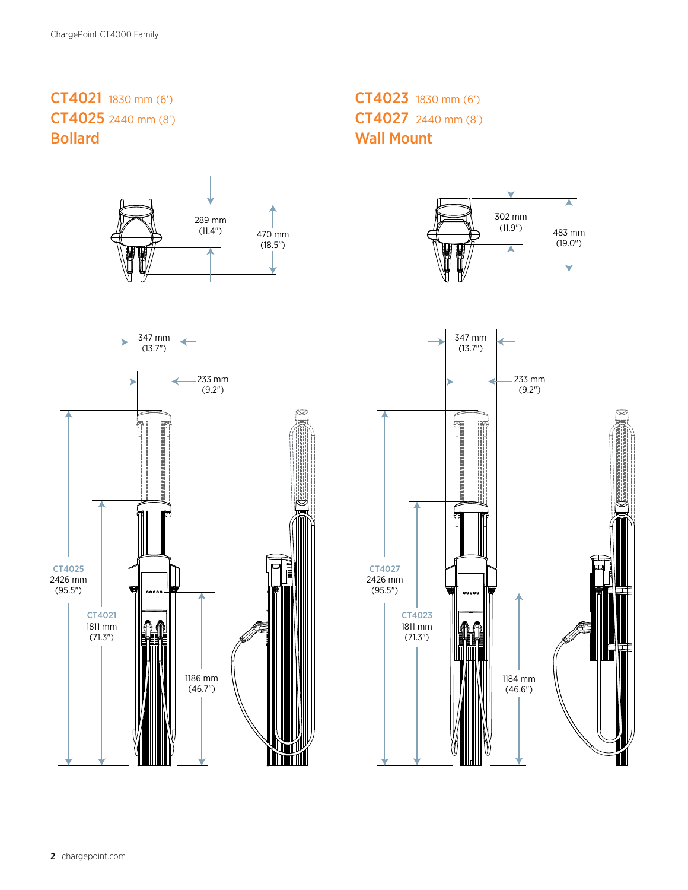## CT4021 1830 mm (6')
## CT4025 2440 mm (8')
## Bollard

289 mm
(11.4")

470 mm
(18.5")

347 mm
(13.7")

233 mm
(9.2")

CT4025
2426 mm
(95.5")

CT4021
1811 mm
(71.3")

1186 mm
(46.7")

## CT4023 1830 mm (6')
## CT4027 2440 mm (8')
## Wall Mount

302 mm
(11.9")

483 mm
(19.0")

347 mm
(13.7")

233 mm
(9.2")

CT4027
2426 mm
(95.5")

CT4023
1811 mm
(71.3")

1184 mm
(46.6")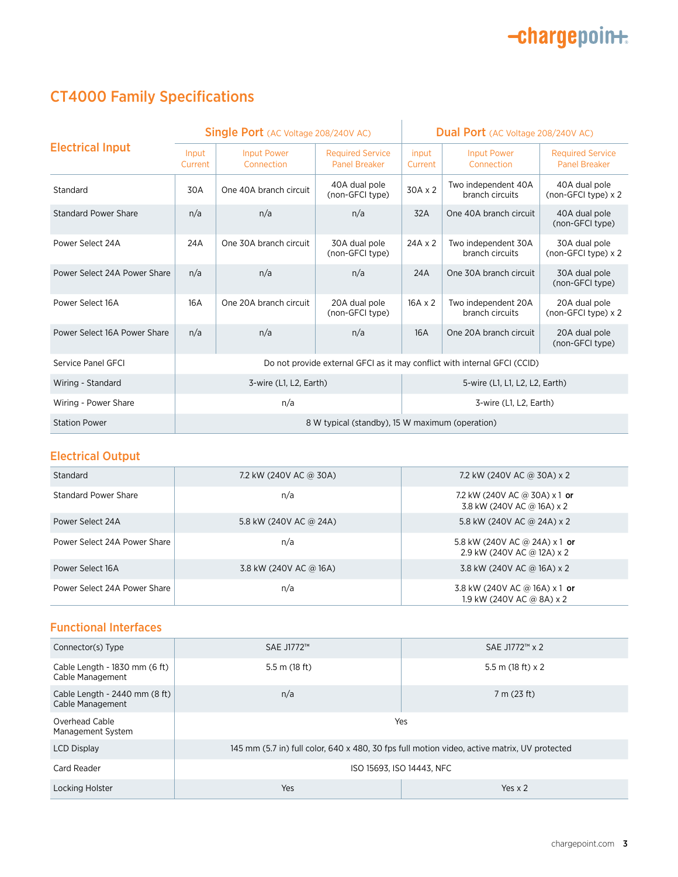# CT4000 Family Specifications

| Electrical Input | Single Port (AC Voltage 208/240V AC) | | | Dual Port (AC Voltage 208/240V AC) | | |
|---|---|---|---|---|---|---|
| | Input Current | Input Power Connection | Required Service Panel Breaker | input Current | Input Power Connection | Required Service Panel Breaker |
| Standard | 30A | One 40A branch circuit | 40A dual pole (non-GFCI type) | 30A x 2 | Two independent 40A branch circuits | 40A dual pole (non-GFCI type) x 2 |
| Standard Power Share | n/a | n/a | n/a | 32A | One 40A branch circuit | 40A dual pole (non-GFCI type) |
| Power Select 24A | 24A | One 30A branch circuit | 30A dual pole (non-GFCI type) | 24A x 2 | Two independent 30A branch circuits | 30A dual pole (non-GFCI type) x 2 |
| Power Select 24A Power Share | n/a | n/a | n/a | 24A | One 30A branch circuit | 30A dual pole (non-GFCI type) |
| Power Select 16A | 16A | One 20A branch circuit | 20A dual pole (non-GFCI type) | 16A x 2 | Two independent 20A branch circuits | 20A dual pole (non-GFCI type) x 2 |
| Power Select 16A Power Share | n/a | n/a | n/a | 16A | One 20A branch circuit | 20A dual pole (non-GFCI type) |
| Service Panel GFCI | Do not provide external GFCI as it may conflict with internal GFCI (CCID) | | | | | |
| Wiring - Standard | 3-wire (L1, L2, Earth) | | | 5-wire (L1, L1, L2, L2, Earth) | | |
| Wiring - Power Share | n/a | | | 3-wire (L1, L2, Earth) | | |
| Station Power | 8 W typical (standby), 15 W maximum (operation) | | | | | |

## Electrical Output

| | | |
|---|---|---|
| Standard | 7.2 kW (240V AC @ 30A) | 7.2 kW (240V AC @ 30A) x 2 |
| Standard Power Share | n/a | 7.2 kW (240V AC @ 30A) x 1 **or** 3.8 kW (240V AC @ 16A) x 2 |
| Power Select 24A | 5.8 kW (240V AC @ 24A) | 5.8 kW (240V AC @ 24A) x 2 |
| Power Select 24A Power Share | n/a | 5.8 kW (240V AC @ 24A) x 1 **or** 2.9 kW (240V AC @ 12A) x 2 |
| Power Select 16A | 3.8 kW (240V AC @ 16A) | 3.8 kW (240V AC @ 16A) x 2 |
| Power Select 24A Power Share | n/a | 3.8 kW (240V AC @ 16A) x 1 **or** 1.9 kW (240V AC @ 8A) x 2 |

## Functional Interfaces

| | | |
|---|---|---|
| Connector(s) Type | SAE J1772™ | SAE J1772™ x 2 |
| Cable Length - 1830 mm (6 ft) Cable Management | 5.5 m (18 ft) | 5.5 m (18 ft) x 2 |
| Cable Length - 2440 mm (8 ft) Cable Management | n/a | 7 m (23 ft) |
| Overhead Cable Management System | Yes | |
| LCD Display | 145 mm (5.7 in) full color, 640 x 480, 30 fps full motion video, active matrix, UV protected | |
| Card Reader | ISO 15693, ISO 14443, NFC | |
| Locking Holster | Yes | Yes x 2 |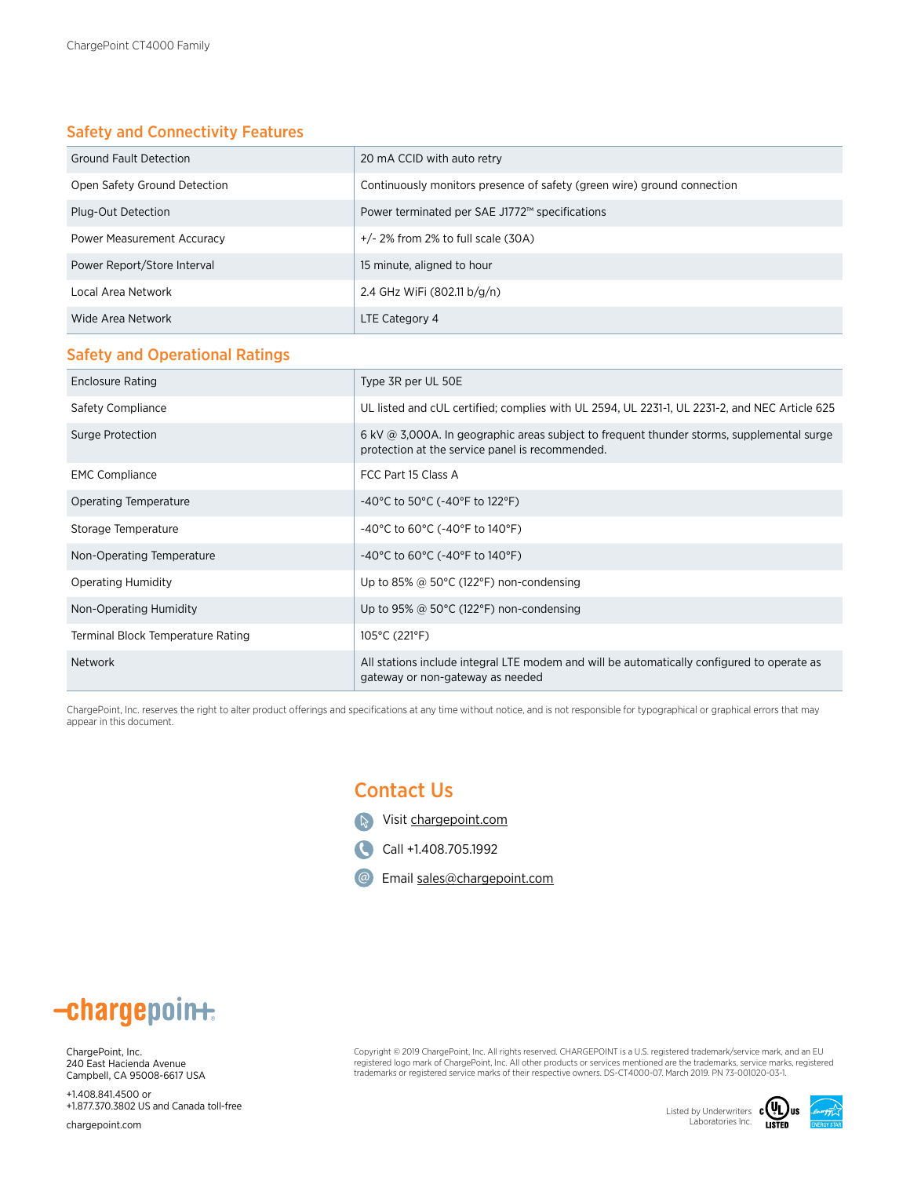## Safety and Connectivity Features

| | |
|---|---|
| Ground Fault Detection | 20 mA CCID with auto retry |
| Open Safety Ground Detection | Continuously monitors presence of safety (green wire) ground connection |
| Plug-Out Detection | Power terminated per SAE J1772™ specifications |
| Power Measurement Accuracy | +/- 2% from 2% to full scale (30A) |
| Power Report/Store Interval | 15 minute, aligned to hour |
| Local Area Network | 2.4 GHz WiFi (802.11 b/g/n) |
| Wide Area Network | LTE Category 4 |

## Safety and Operational Ratings

| | |
|---|---|
| Enclosure Rating | Type 3R per UL 50E |
| Safety Compliance | UL listed and cUL certified; complies with UL 2594, UL 2231-1, UL 2231-2, and NEC Article 625 |
| Surge Protection | 6 kV @ 3,000A. In geographic areas subject to frequent thunder storms, supplemental surge protection at the service panel is recommended. |
| EMC Compliance | FCC Part 15 Class A |
| Operating Temperature | -40°C to 50°C (-40°F to 122°F) |
| Storage Temperature | -40°C to 60°C (-40°F to 140°F) |
| Non-Operating Temperature | -40°C to 60°C (-40°F to 140°F) |
| Operating Humidity | Up to 85% @ 50°C (122°F) non-condensing |
| Non-Operating Humidity | Up to 95% @ 50°C (122°F) non-condensing |
| Terminal Block Temperature Rating | 105°C (221°F) |
| Network | All stations include integral LTE modem and will be automatically configured to operate as gateway or non-gateway as needed |

ChargePoint, Inc. reserves the right to alter product offerings and specifications at any time without notice, and is not responsible for typographical or graphical errors that may appear in this document.

## Contact Us

Visit chargepoint.com

Call +1.408.705.1992

Email sales@chargepoint.com

ChargePoint, Inc.
240 East Hacienda Avenue
Campbell, CA 95008-6617 USA

+1.408.841.4500 or
+1.877.370.3802 US and Canada toll-free

chargepoint.com

Copyright © 2019 ChargePoint, Inc. All rights reserved. CHARGEPOINT is a U.S. registered trademark/service mark, and an EU registered logo mark of ChargePoint, Inc. All other products or services mentioned are the trademarks, service marks, registered trademarks or registered service marks of their respective owners. DS-CT4000-07. March 2019. PN 73-001020-03-1.

Listed by Underwriters Laboratories Inc.